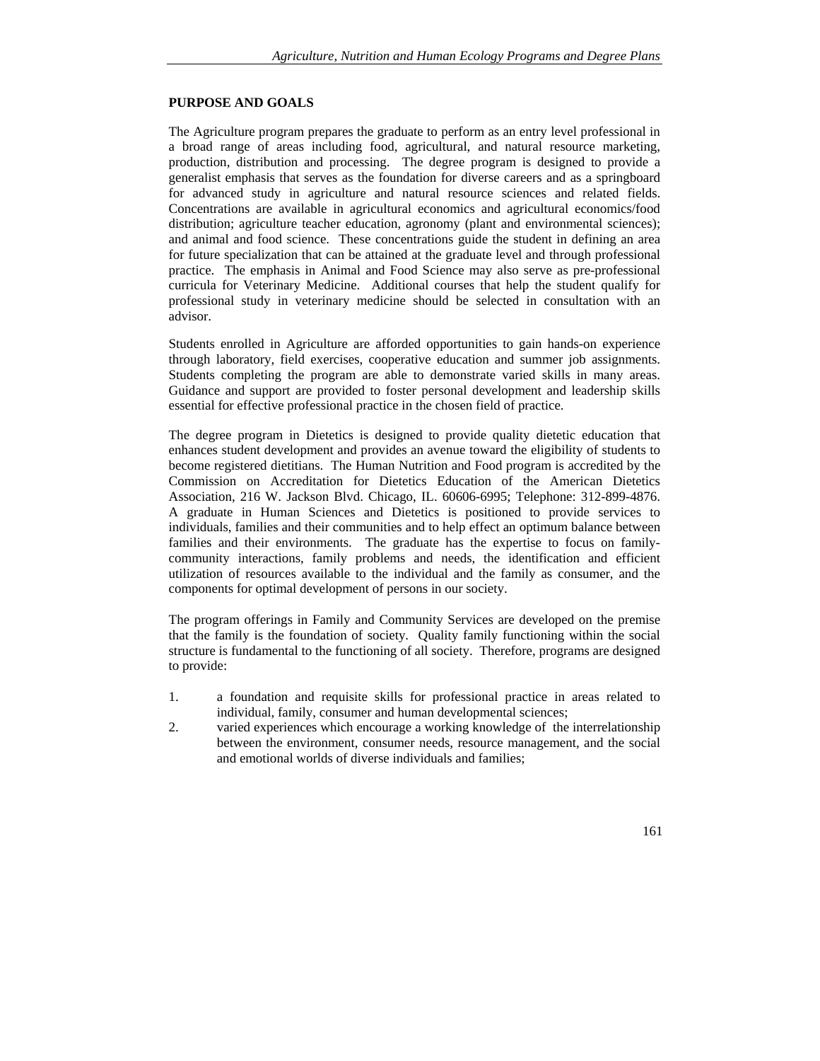## PURPOSE AND GOALS

The Agriculture program prepares the graduate to perform as an entry level professional in a broad range of areas including food, agricultural, and natural resource marketing, production, distribution and processing. The degree program is designed to provide a generalist emphasis that serves as the foundation for diverse careers and as a springboard for advanced study in agriculture and natural resource sciences and related fields. Concentrations are available in agricultural economics and agricultural economics/food distribution; agriculture teacher education, agronomy (plant and environmental sciences); and animal and food science. These concentrations guide the student in defining an area for future specialization that can be attained at the graduate level and through professional practice. The emphasis in Animal and Food Science may also serve as pre-professional curricula for Veterinary Medicine. Additional courses that help the student qualify for professional study in veterinary medicine should be selected in consultation with an advisor.

Students enrolled in Agriculture are afforded opportunities to gain hands-on experience through laboratory, field exercises, cooperative education and summer job assignments. Students completing the program are able to demonstrate varied skills in many areas. Guidance and support are provided to foster personal development and leadership skills essential for effective professional practice in the chosen field of practice.

The degree program in Dietetics is designed to provide quality dietetic education that enhances student development and provides an avenue toward the eligibility of students to become registered dietitians. The Human Nutrition and Food program is accredited by the Commission on Accreditation for Dietetics Education of the American Dietetics Association, 216 W. Jackson Blvd. Chicago, IL. 60606-6995; Telephone: 312-899-4876. A graduate in Human Sciences and Dietetics is positioned to provide services to individuals, families and their communities and to help effect an optimum balance between families and their environments. The graduate has the expertise to focus on family-community interactions, family problems and needs, the identification and efficient utilization of resources available to the individual and the family as consumer, and the components for optimal development of persons in our society.

The program offerings in Family and Community Services are developed on the premise that the family is the foundation of society. Quality family functioning within the social structure is fundamental to the functioning of all society. Therefore, programs are designed to provide:

1. a foundation and requisite skills for professional practice in areas related to individual, family, consumer and human developmental sciences;
2. varied experiences which encourage a working knowledge of the interrelationship between the environment, consumer needs, resource management, and the social and emotional worlds of diverse individuals and families;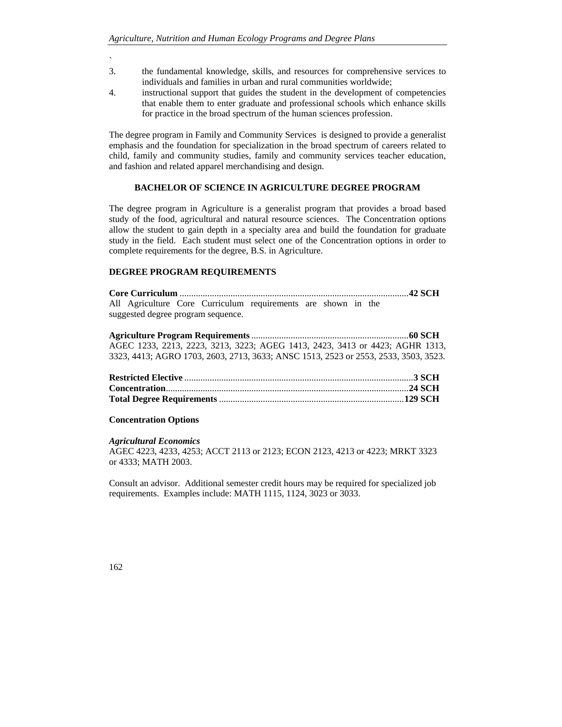3. the fundamental knowledge, skills, and resources for comprehensive services to individuals and families in urban and rural communities worldwide;
4. instructional support that guides the student in the development of competencies that enable them to enter graduate and professional schools which enhance skills for practice in the broad spectrum of the human sciences profession.

The degree program in Family and Community Services is designed to provide a generalist emphasis and the foundation for specialization in the broad spectrum of careers related to child, family and community studies, family and community services teacher education, and fashion and related apparel merchandising and design.

## BACHELOR OF SCIENCE IN AGRICULTURE DEGREE PROGRAM

The degree program in Agriculture is a generalist program that provides a broad based study of the food, agricultural and natural resource sciences. The Concentration options allow the student to gain depth in a specialty area and build the foundation for graduate study in the field. Each student must select one of the Concentration options in order to complete requirements for the degree, B.S. in Agriculture.

### DEGREE PROGRAM REQUIREMENTS

**Core Curriculum** .................................................................................................**42 SCH**
All Agriculture Core Curriculum requirements are shown in the suggested degree program sequence.

**Agriculture Program Requirements** ....................................................................**60 SCH**
AGEC 1233, 2213, 2223, 3213, 3223; AGEG 1413, 2423, 3413 or 4423; AGHR 1313, 3323, 4413; AGRO 1703, 2603, 2713, 3633; ANSC 1513, 2523 or 2553, 2533, 3503, 3523.

**Restricted Elective** .................................................................................................**3 SCH**
**Concentration**.......................................................................................................**24 SCH**
**Total Degree Requirements** ...............................................................................**129 SCH**

**Concentration Options**

***Agricultural Economics***
AGEC 4223, 4233, 4253; ACCT 2113 or 2123; ECON 2123, 4213 or 4223; MRKT 3323 or 4333; MATH 2003.

Consult an advisor. Additional semester credit hours may be required for specialized job requirements. Examples include: MATH 1115, 1124, 3023 or 3033.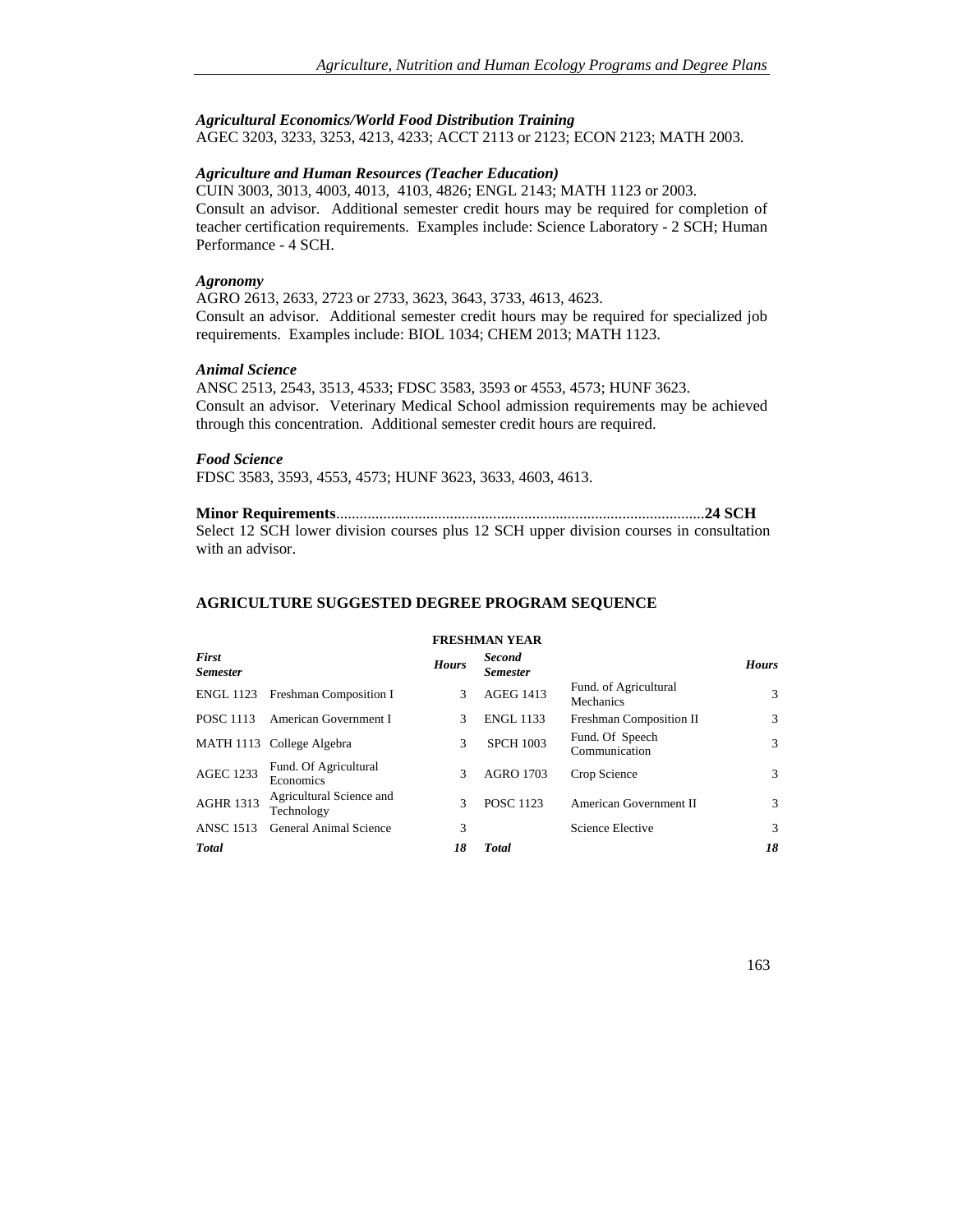***Agricultural Economics/World Food Distribution Training***

AGEC 3203, 3233, 3253, 4213, 4233; ACCT 2113 or 2123; ECON 2123; MATH 2003.

***Agriculture and Human Resources (Teacher Education)***

CUIN 3003, 3013, 4003, 4013, 4103, 4826; ENGL 2143; MATH 1123 or 2003.
Consult an advisor. Additional semester credit hours may be required for completion of teacher certification requirements. Examples include: Science Laboratory - 2 SCH; Human Performance - 4 SCH.

***Agronomy***

AGRO 2613, 2633, 2723 or 2733, 3623, 3643, 3733, 4613, 4623.
Consult an advisor. Additional semester credit hours may be required for specialized job requirements. Examples include: BIOL 1034; CHEM 2013; MATH 1123.

***Animal Science***

ANSC 2513, 2543, 3513, 4533; FDSC 3583, 3593 or 4553, 4573; HUNF 3623.
Consult an advisor. Veterinary Medical School admission requirements may be achieved through this concentration. Additional semester credit hours are required.

***Food Science***

FDSC 3583, 3593, 4553, 4573; HUNF 3623, 3633, 4603, 4613.

**Minor Requirements**..........................................................................................**24 SCH**
Select 12 SCH lower division courses plus 12 SCH upper division courses in consultation with an advisor.

## AGRICULTURE SUGGESTED DEGREE PROGRAM SEQUENCE

**FRESHMAN YEAR**

| ***First Semester*** | | ***Hours*** | ***Second Semester*** | | ***Hours*** |
|---|---|---|---|---|---|
| ENGL 1123 | Freshman Composition I | 3 | AGEG 1413 | Fund. of Agricultural Mechanics | 3 |
| POSC 1113 | American Government I | 3 | ENGL 1133 | Freshman Composition II | 3 |
| MATH 1113 | College Algebra | 3 | SPCH 1003 | Fund. Of Speech Communication | 3 |
| AGEC 1233 | Fund. Of Agricultural Economics | 3 | AGRO 1703 | Crop Science | 3 |
| AGHR 1313 | Agricultural Science and Technology | 3 | POSC 1123 | American Government II | 3 |
| ANSC 1513 | General Animal Science | 3 | | Science Elective | 3 |
| ***Total*** | | ***18*** | ***Total*** | | ***18*** |